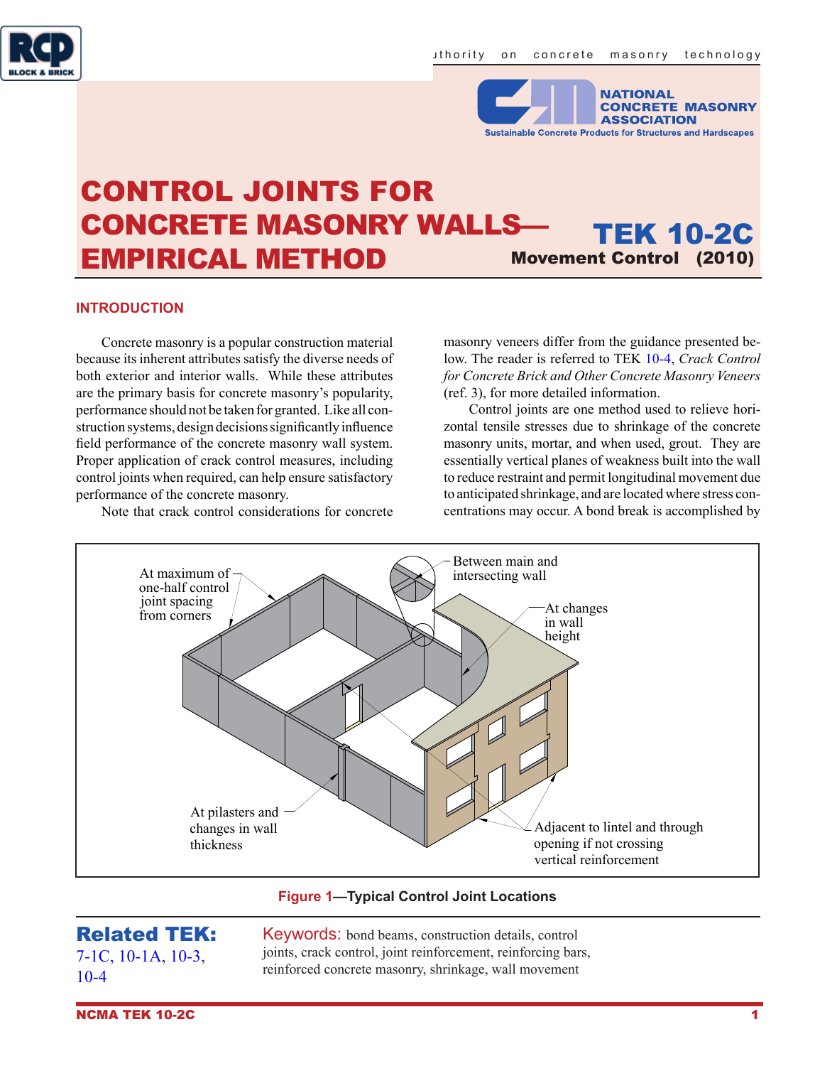# CONTROL JOINTS FOR CONCRETE MASONRY WALLS— EMPIRICAL METHOD

**TEK 10-2C**
**Movement Control (2010)**

## INTRODUCTION

Concrete masonry is a popular construction material because its inherent attributes satisfy the diverse needs of both exterior and interior walls. While these attributes are the primary basis for concrete masonry's popularity, performance should not be taken for granted. Like all construction systems, design decisions significantly influence field performance of the concrete masonry wall system. Proper application of crack control measures, including control joints when required, can help ensure satisfactory performance of the concrete masonry.

Note that crack control considerations for concrete masonry veneers differ from the guidance presented below. The reader is referred to TEK 10-4, *Crack Control for Concrete Brick and Other Concrete Masonry Veneers* (ref. 3), for more detailed information.

Control joints are one method used to relieve horizontal tensile stresses due to shrinkage of the concrete masonry units, mortar, and when used, grout. They are essentially vertical planes of weakness built into the wall to reduce restraint and permit longitudinal movement due to anticipated shrinkage, and are located where stress concentrations may occur. A bond break is accomplished by

At maximum of one-half control joint spacing from corners

Between main and intersecting wall

At changes in wall height

At pilasters and changes in wall thickness

Adjacent to lintel and through opening if not crossing vertical reinforcement

**Figure 1—Typical Control Joint Locations**

**Related TEK:** 7-1C, 10-1A, 10-3, 10-4

Keywords: bond beams, construction details, control joints, crack control, joint reinforcement, reinforcing bars, reinforced concrete masonry, shrinkage, wall movement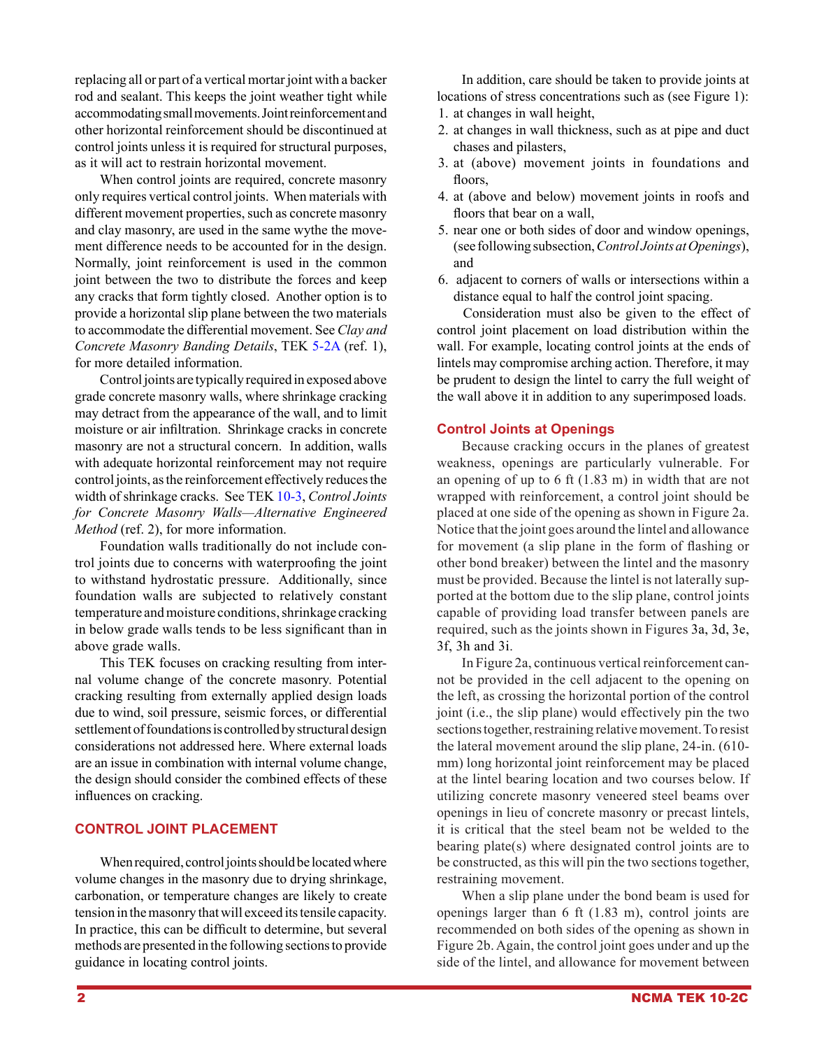replacing all or part of a vertical mortar joint with a backer rod and sealant. This keeps the joint weather tight while accommodating small movements. Joint reinforcement and other horizontal reinforcement should be discontinued at control joints unless it is required for structural purposes, as it will act to restrain horizontal movement.

When control joints are required, concrete masonry only requires vertical control joints. When materials with different movement properties, such as concrete masonry and clay masonry, are used in the same wythe the movement difference needs to be accounted for in the design. Normally, joint reinforcement is used in the common joint between the two to distribute the forces and keep any cracks that form tightly closed. Another option is to provide a horizontal slip plane between the two materials to accommodate the differential movement. See *Clay and Concrete Masonry Banding Details*, TEK 5-2A (ref. 1), for more detailed information.

Control joints are typically required in exposed above grade concrete masonry walls, where shrinkage cracking may detract from the appearance of the wall, and to limit moisture or air infiltration. Shrinkage cracks in concrete masonry are not a structural concern. In addition, walls with adequate horizontal reinforcement may not require control joints, as the reinforcement effectively reduces the width of shrinkage cracks. See TEK 10-3, *Control Joints for Concrete Masonry Walls—Alternative Engineered Method* (ref. 2), for more information.

Foundation walls traditionally do not include control joints due to concerns with waterproofing the joint to withstand hydrostatic pressure. Additionally, since foundation walls are subjected to relatively constant temperature and moisture conditions, shrinkage cracking in below grade walls tends to be less significant than in above grade walls.

This TEK focuses on cracking resulting from internal volume change of the concrete masonry. Potential cracking resulting from externally applied design loads due to wind, soil pressure, seismic forces, or differential settlement of foundations is controlled by structural design considerations not addressed here. Where external loads are an issue in combination with internal volume change, the design should consider the combined effects of these influences on cracking.

## CONTROL JOINT PLACEMENT

When required, control joints should be located where volume changes in the masonry due to drying shrinkage, carbonation, or temperature changes are likely to create tension in the masonry that will exceed its tensile capacity. In practice, this can be difficult to determine, but several methods are presented in the following sections to provide guidance in locating control joints.

In addition, care should be taken to provide joints at locations of stress concentrations such as (see Figure 1):

1. at changes in wall height,
2. at changes in wall thickness, such as at pipe and duct chases and pilasters,
3. at (above) movement joints in foundations and floors,
4. at (above and below) movement joints in roofs and floors that bear on a wall,
5. near one or both sides of door and window openings, (see following subsection, *Control Joints at Openings*), and
6. adjacent to corners of walls or intersections within a distance equal to half the control joint spacing.

Consideration must also be given to the effect of control joint placement on load distribution within the wall. For example, locating control joints at the ends of lintels may compromise arching action. Therefore, it may be prudent to design the lintel to carry the full weight of the wall above it in addition to any superimposed loads.

### Control Joints at Openings

Because cracking occurs in the planes of greatest weakness, openings are particularly vulnerable. For an opening of up to 6 ft (1.83 m) in width that are not wrapped with reinforcement, a control joint should be placed at one side of the opening as shown in Figure 2a. Notice that the joint goes around the lintel and allowance for movement (a slip plane in the form of flashing or other bond breaker) between the lintel and the masonry must be provided. Because the lintel is not laterally supported at the bottom due to the slip plane, control joints capable of providing load transfer between panels are required, such as the joints shown in Figures 3a, 3d, 3e, 3f, 3h and 3i.

In Figure 2a, continuous vertical reinforcement cannot be provided in the cell adjacent to the opening on the left, as crossing the horizontal portion of the control joint (i.e., the slip plane) would effectively pin the two sections together, restraining relative movement. To resist the lateral movement around the slip plane, 24-in. (610-mm) long horizontal joint reinforcement may be placed at the lintel bearing location and two courses below. If utilizing concrete masonry veneered steel beams over openings in lieu of concrete masonry or precast lintels, it is critical that the steel beam not be welded to the bearing plate(s) where designated control joints are to be constructed, as this will pin the two sections together, restraining movement.

When a slip plane under the bond beam is used for openings larger than 6 ft (1.83 m), control joints are recommended on both sides of the opening as shown in Figure 2b. Again, the control joint goes under and up the side of the lintel, and allowance for movement between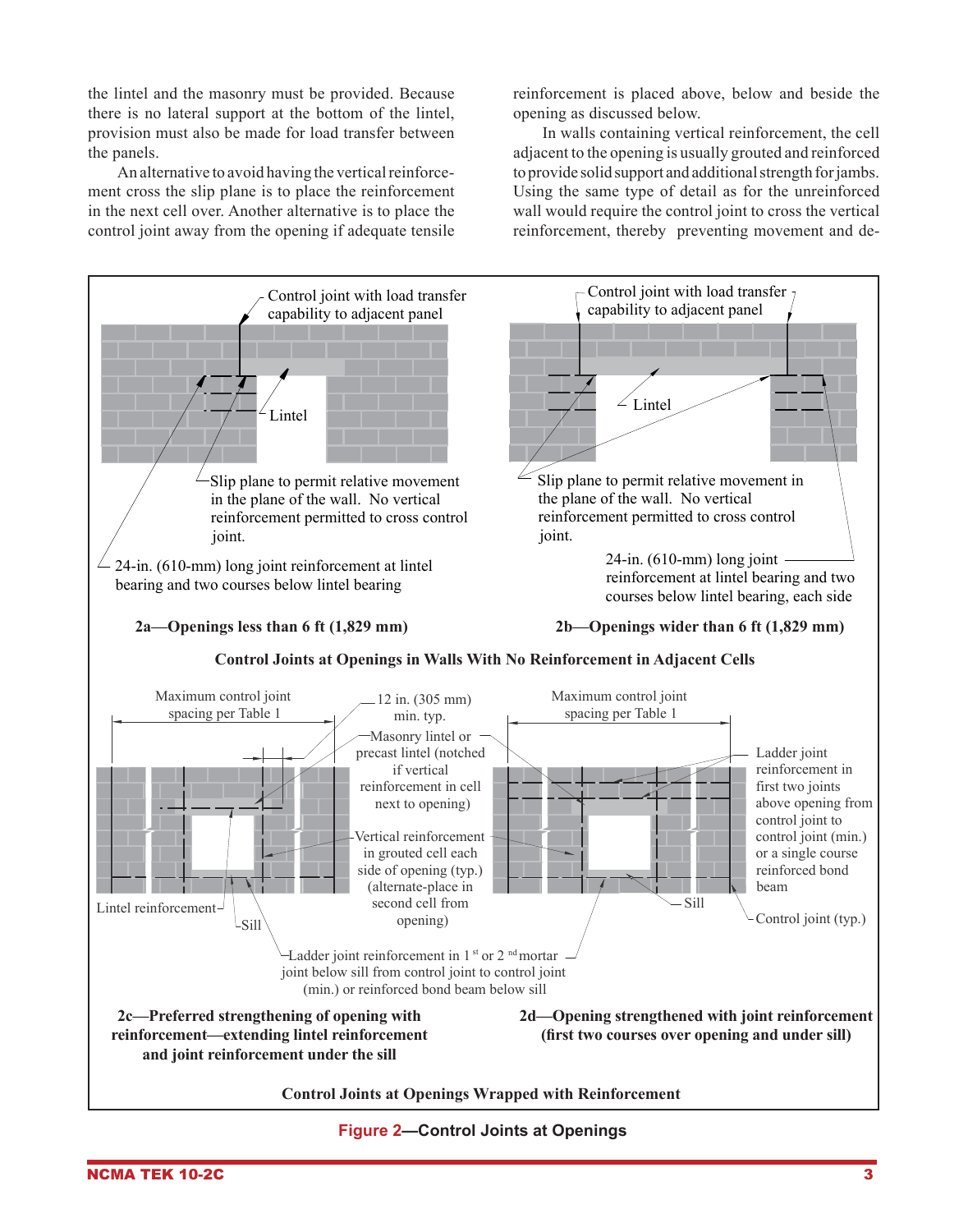the lintel and the masonry must be provided. Because there is no lateral support at the bottom of the lintel, provision must also be made for load transfer between the panels.

An alternative to avoid having the vertical reinforcement cross the slip plane is to place the reinforcement in the next cell over. Another alternative is to place the control joint away from the opening if adequate tensile reinforcement is placed above, below and beside the opening as discussed below.

In walls containing vertical reinforcement, the cell adjacent to the opening is usually grouted and reinforced to provide solid support and additional strength for jambs. Using the same type of detail as for the unreinforced wall would require the control joint to cross the vertical reinforcement, thereby preventing movement and de-

Control joint with load transfer capability to adjacent panel

Lintel

Slip plane to permit relative movement in the plane of the wall. No vertical reinforcement permitted to cross control joint.

24-in. (610-mm) long joint reinforcement at lintel bearing and two courses below lintel bearing

**2a—Openings less than 6 ft (1,829 mm)**

Control joint with load transfer capability to adjacent panel

Lintel

Slip plane to permit relative movement in the plane of the wall. No vertical reinforcement permitted to cross control joint.

24-in. (610-mm) long joint reinforcement at lintel bearing and two courses below lintel bearing, each side

**2b—Openings wider than 6 ft (1,829 mm)**

**Control Joints at Openings in Walls With No Reinforcement in Adjacent Cells**

Maximum control joint spacing per Table 1

12 in. (305 mm) min. typ.

Masonry lintel or precast lintel (notched if vertical reinforcement in cell next to opening)

Vertical reinforcement in grouted cell each side of opening (typ.) (alternate-place in second cell from opening)

Lintel reinforcement

Sill

Ladder joint reinforcement in 1st or 2nd mortar joint below sill from control joint to control joint (min.) or reinforced bond beam below sill

**2c—Preferred strengthening of opening with reinforcement—extending lintel reinforcement and joint reinforcement under the sill**

Maximum control joint spacing per Table 1

Ladder joint reinforcement in first two joints above opening from control joint to control joint (min.) or a single course reinforced bond beam

Sill

Control joint (typ.)

**2d—Opening strengthened with joint reinforcement (first two courses over opening and under sill)**

**Control Joints at Openings Wrapped with Reinforcement**

**Figure 2—Control Joints at Openings**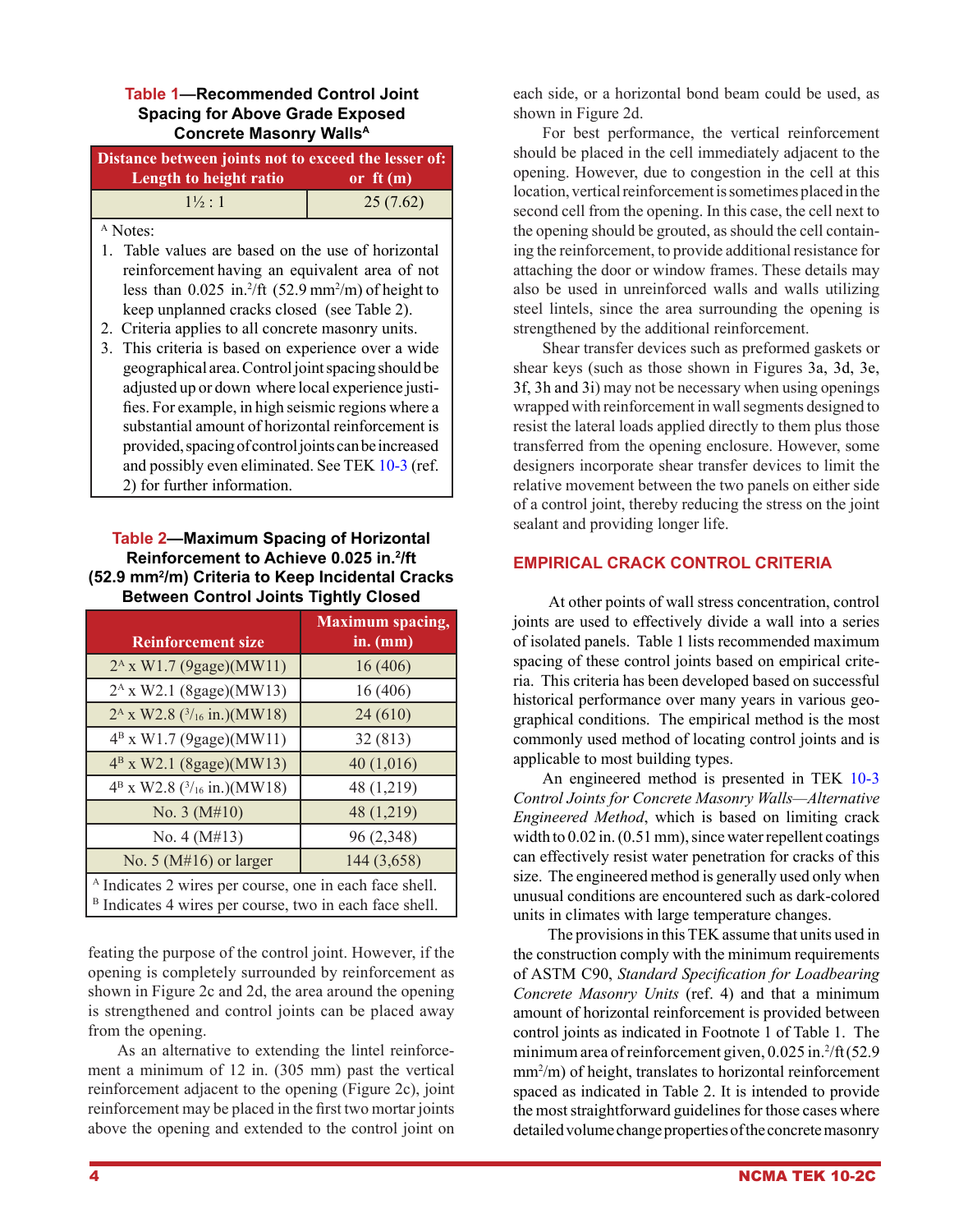**Table 1—Recommended Control Joint Spacing for Above Grade Exposed Concrete Masonry Walls[A]**

| Distance between joints not to exceed the lesser of: | |
|---|---|
| Length to height ratio | or ft (m) |
| 1½ : 1 | 25 (7.62) |

[A] Notes:

1. Table values are based on the use of horizontal reinforcement having an equivalent area of not less than 0.025 in.$^2$/ft (52.9 mm$^2$/m) of height to keep unplanned cracks closed (see Table 2).
2. Criteria applies to all concrete masonry units.
3. This criteria is based on experience over a wide geographical area. Control joint spacing should be adjusted up or down where local experience justifies. For example, in high seismic regions where a substantial amount of horizontal reinforcement is provided, spacing of control joints can be increased and possibly even eliminated. See TEK 10-3 (ref. 2) for further information.

**Table 2—Maximum Spacing of Horizontal Reinforcement to Achieve 0.025 in.$^2$/ft (52.9 mm$^2$/m) Criteria to Keep Incidental Cracks Between Control Joints Tightly Closed**

| Reinforcement size | Maximum spacing, in. (mm) |
|---|---|
| 2[A] x W1.7 (9gage)(MW11) | 16 (406) |
| 2[A] x W2.1 (8gage)(MW13) | 16 (406) |
| 2[A] x W2.8 (3/16 in.)(MW18) | 24 (610) |
| 4[B] x W1.7 (9gage)(MW11) | 32 (813) |
| 4[B] x W2.1 (8gage)(MW13) | 40 (1,016) |
| 4[B] x W2.8 (3/16 in.)(MW18) | 48 (1,219) |
| No. 3 (M#10) | 48 (1,219) |
| No. 4 (M#13) | 96 (2,348) |
| No. 5 (M#16) or larger | 144 (3,658) |

[A] Indicates 2 wires per course, one in each face shell.
[B] Indicates 4 wires per course, two in each face shell.

feating the purpose of the control joint. However, if the opening is completely surrounded by reinforcement as shown in Figure 2c and 2d, the area around the opening is strengthened and control joints can be placed away from the opening.

As an alternative to extending the lintel reinforcement a minimum of 12 in. (305 mm) past the vertical reinforcement adjacent to the opening (Figure 2c), joint reinforcement may be placed in the first two mortar joints above the opening and extended to the control joint on each side, or a horizontal bond beam could be used, as shown in Figure 2d.

For best performance, the vertical reinforcement should be placed in the cell immediately adjacent to the opening. However, due to congestion in the cell at this location, vertical reinforcement is sometimes placed in the second cell from the opening. In this case, the cell next to the opening should be grouted, as should the cell containing the reinforcement, to provide additional resistance for attaching the door or window frames. These details may also be used in unreinforced walls and walls utilizing steel lintels, since the area surrounding the opening is strengthened by the additional reinforcement.

Shear transfer devices such as preformed gaskets or shear keys (such as those shown in Figures 3a, 3d, 3e, 3f, 3h and 3i) may not be necessary when using openings wrapped with reinforcement in wall segments designed to resist the lateral loads applied directly to them plus those transferred from the opening enclosure. However, some designers incorporate shear transfer devices to limit the relative movement between the two panels on either side of a control joint, thereby reducing the stress on the joint sealant and providing longer life.

## EMPIRICAL CRACK CONTROL CRITERIA

At other points of wall stress concentration, control joints are used to effectively divide a wall into a series of isolated panels. Table 1 lists recommended maximum spacing of these control joints based on empirical criteria. This criteria has been developed based on successful historical performance over many years in various geographical conditions. The empirical method is the most commonly used method of locating control joints and is applicable to most building types.

An engineered method is presented in TEK 10-3 *Control Joints for Concrete Masonry Walls—Alternative Engineered Method*, which is based on limiting crack width to 0.02 in. (0.51 mm), since water repellent coatings can effectively resist water penetration for cracks of this size. The engineered method is generally used only when unusual conditions are encountered such as dark-colored units in climates with large temperature changes.

The provisions in this TEK assume that units used in the construction comply with the minimum requirements of ASTM C90, *Standard Specification for Loadbearing Concrete Masonry Units* (ref. 4) and that a minimum amount of horizontal reinforcement is provided between control joints as indicated in Footnote 1 of Table 1. The minimum area of reinforcement given, 0.025 in.$^2$/ft (52.9 mm$^2$/m) of height, translates to horizontal reinforcement spaced as indicated in Table 2. It is intended to provide the most straightforward guidelines for those cases where detailed volume change properties of the concrete masonry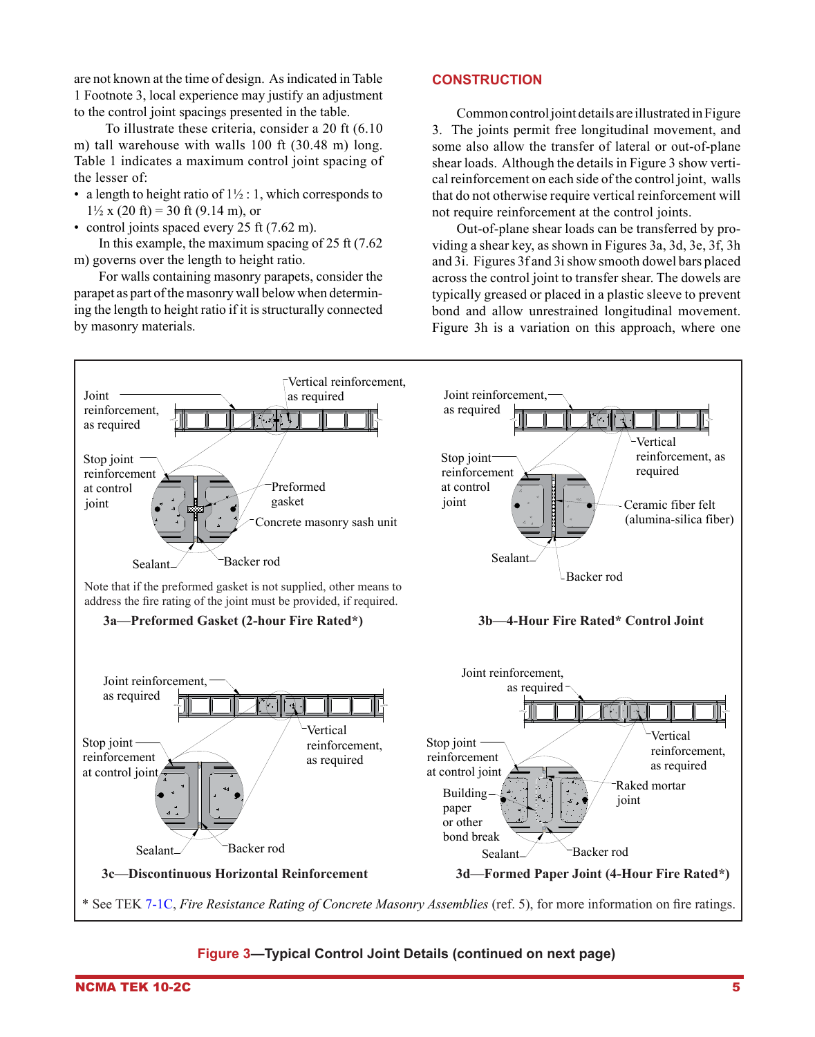are not known at the time of design. As indicated in Table 1 Footnote 3, local experience may justify an adjustment to the control joint spacings presented in the table.

To illustrate these criteria, consider a 20 ft (6.10 m) tall warehouse with walls 100 ft (30.48 m) long. Table 1 indicates a maximum control joint spacing of the lesser of:

- a length to height ratio of 1½ : 1, which corresponds to 1½ x (20 ft) = 30 ft (9.14 m), or
- control joints spaced every 25 ft (7.62 m).

In this example, the maximum spacing of 25 ft (7.62 m) governs over the length to height ratio.

For walls containing masonry parapets, consider the parapet as part of the masonry wall below when determining the length to height ratio if it is structurally connected by masonry materials.

## CONSTRUCTION

Common control joint details are illustrated in Figure 3. The joints permit free longitudinal movement, and some also allow the transfer of lateral or out-of-plane shear loads. Although the details in Figure 3 show vertical reinforcement on each side of the control joint, walls that do not otherwise require vertical reinforcement will not require reinforcement at the control joints.

Out-of-plane shear loads can be transferred by providing a shear key, as shown in Figures 3a, 3d, 3e, 3f, 3h and 3i. Figures 3f and 3i show smooth dowel bars placed across the control joint to transfer shear. The dowels are typically greased or placed in a plastic sleeve to prevent bond and allow unrestrained longitudinal movement. Figure 3h is a variation on this approach, where one

Joint reinforcement, as required; Vertical reinforcement, as required; Stop joint reinforcement at control joint; Preformed gasket; Concrete masonry sash unit; Sealant; Backer rod

Note that if the preformed gasket is not supplied, other means to address the fire rating of the joint must be provided, if required.

**3a—Preformed Gasket (2-hour Fire Rated*)**

Joint reinforcement, as required; Vertical reinforcement, as required; Stop joint reinforcement at control joint; Ceramic fiber felt (alumina-silica fiber); Sealant; Backer rod

**3b—4-Hour Fire Rated* Control Joint**

Joint reinforcement, as required; Vertical reinforcement, as required; Stop joint reinforcement at control joint; Sealant; Backer rod

**3c—Discontinuous Horizontal Reinforcement**

Joint reinforcement, as required; Vertical reinforcement, as required; Stop joint reinforcement at control joint; Raked mortar joint; Building paper or other bond break; Sealant; Backer rod

**3d—Formed Paper Joint (4-Hour Fire Rated*)**

\* See TEK 7-1C, *Fire Resistance Rating of Concrete Masonry Assemblies* (ref. 5), for more information on fire ratings.

**Figure 3—Typical Control Joint Details (continued on next page)**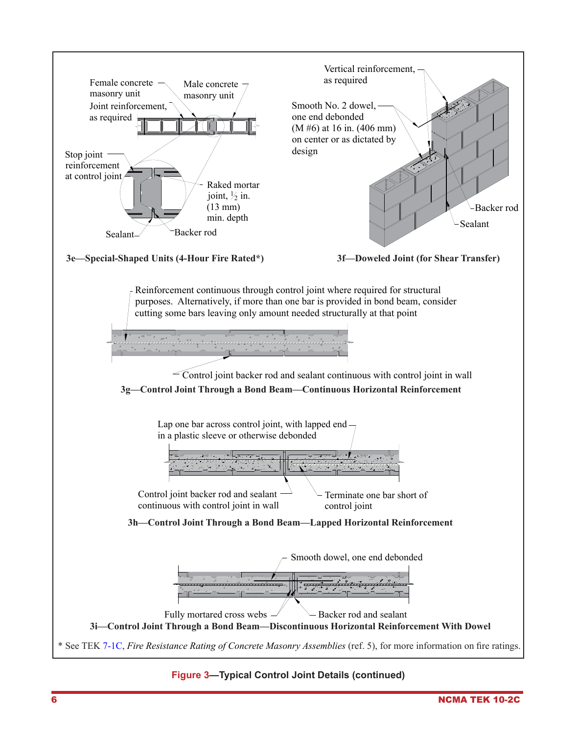Female concrete masonry unit

Male concrete masonry unit

Joint reinforcement, as required

Stop joint reinforcement at control joint

Raked mortar joint, ½ in. (13 mm) min. depth

Sealant

Backer rod

**3e—Special-Shaped Units (4-Hour Fire Rated*)**

Vertical reinforcement, as required

Smooth No. 2 dowel, one end debonded (M #6) at 16 in. (406 mm) on center or as dictated by design

Backer rod

Sealant

**3f—Doweled Joint (for Shear Transfer)**

Reinforcement continuous through control joint where required for structural purposes. Alternatively, if more than one bar is provided in bond beam, consider cutting some bars leaving only amount needed structurally at that point

Control joint backer rod and sealant continuous with control joint in wall

**3g—Control Joint Through a Bond Beam—Continuous Horizontal Reinforcement**

Lap one bar across control joint, with lapped end in a plastic sleeve or otherwise debonded

Control joint backer rod and sealant continuous with control joint in wall

Terminate one bar short of control joint

**3h—Control Joint Through a Bond Beam—Lapped Horizontal Reinforcement**

Smooth dowel, one end debonded

Fully mortared cross webs

Backer rod and sealant

**3i—Control Joint Through a Bond Beam—Discontinuous Horizontal Reinforcement With Dowel**

* See TEK 7-1C, *Fire Resistance Rating of Concrete Masonry Assemblies* (ref. 5), for more information on fire ratings.

**Figure 3—Typical Control Joint Details (continued)**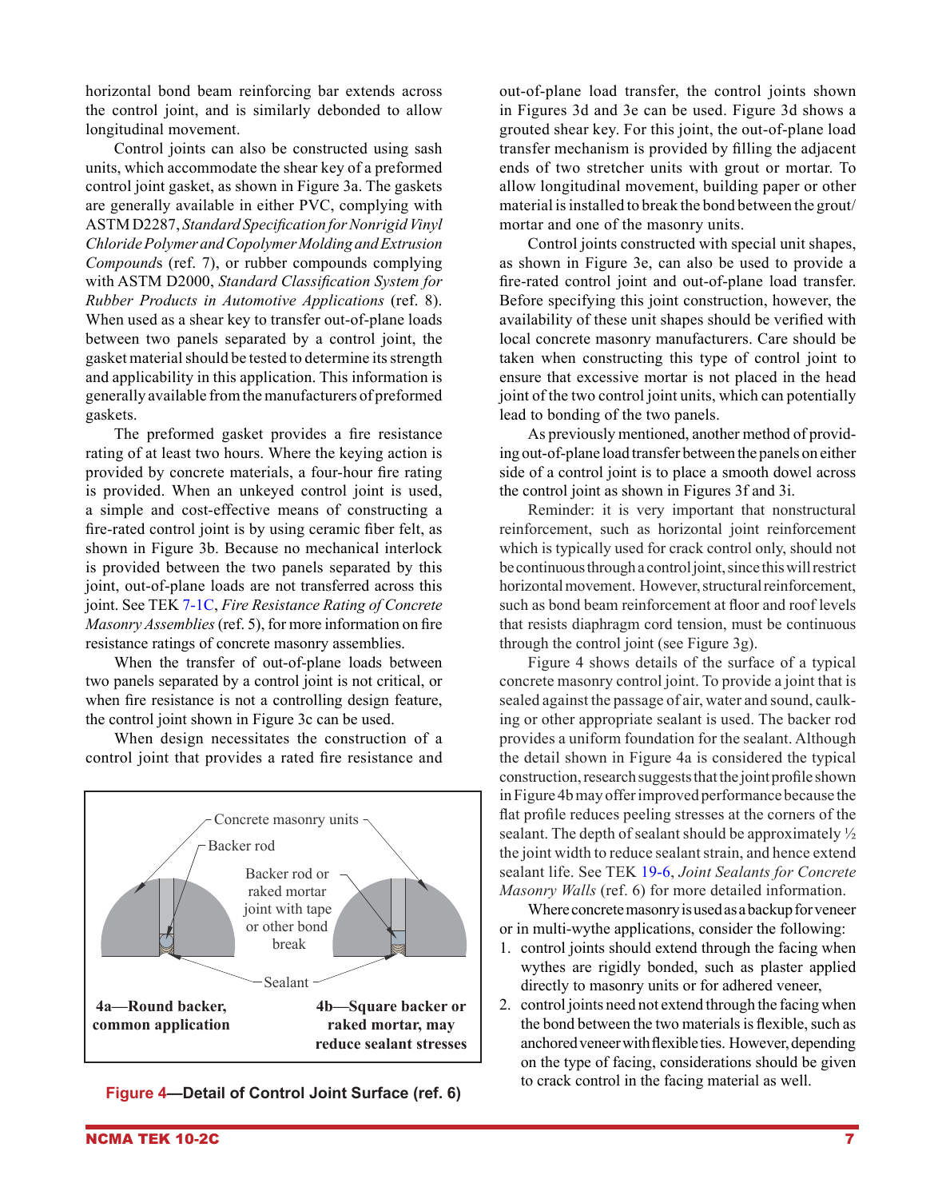horizontal bond beam reinforcing bar extends across the control joint, and is similarly debonded to allow longitudinal movement.

Control joints can also be constructed using sash units, which accommodate the shear key of a preformed control joint gasket, as shown in Figure 3a. The gaskets are generally available in either PVC, complying with ASTM D2287, *Standard Specification for Nonrigid Vinyl Chloride Polymer and Copolymer Molding and Extrusion Compounds* (ref. 7), or rubber compounds complying with ASTM D2000, *Standard Classification System for Rubber Products in Automotive Applications* (ref. 8). When used as a shear key to transfer out-of-plane loads between two panels separated by a control joint, the gasket material should be tested to determine its strength and applicability in this application. This information is generally available from the manufacturers of preformed gaskets.

The preformed gasket provides a fire resistance rating of at least two hours. Where the keying action is provided by concrete materials, a four-hour fire rating is provided. When an unkeyed control joint is used, a simple and cost-effective means of constructing a fire-rated control joint is by using ceramic fiber felt, as shown in Figure 3b. Because no mechanical interlock is provided between the two panels separated by this joint, out-of-plane loads are not transferred across this joint. See TEK 7-1C, *Fire Resistance Rating of Concrete Masonry Assemblies* (ref. 5), for more information on fire resistance ratings of concrete masonry assemblies.

When the transfer of out-of-plane loads between two panels separated by a control joint is not critical, or when fire resistance is not a controlling design feature, the control joint shown in Figure 3c can be used.

When design necessitates the construction of a control joint that provides a rated fire resistance and out-of-plane load transfer, the control joints shown in Figures 3d and 3e can be used. Figure 3d shows a grouted shear key. For this joint, the out-of-plane load transfer mechanism is provided by filling the adjacent ends of two stretcher units with grout or mortar. To allow longitudinal movement, building paper or other material is installed to break the bond between the grout/mortar and one of the masonry units.

Control joints constructed with special unit shapes, as shown in Figure 3e, can also be used to provide a fire-rated control joint and out-of-plane load transfer. Before specifying this joint construction, however, the availability of these unit shapes should be verified with local concrete masonry manufacturers. Care should be taken when constructing this type of control joint to ensure that excessive mortar is not placed in the head joint of the two control joint units, which can potentially lead to bonding of the two panels.

As previously mentioned, another method of providing out-of-plane load transfer between the panels on either side of a control joint is to place a smooth dowel across the control joint as shown in Figures 3f and 3i.

Reminder: it is very important that nonstructural reinforcement, such as horizontal joint reinforcement which is typically used for crack control only, should not be continuous through a control joint, since this will restrict horizontal movement. However, structural reinforcement, such as bond beam reinforcement at floor and roof levels that resists diaphragm cord tension, must be continuous through the control joint (see Figure 3g).

Figure 4 shows details of the surface of a typical concrete masonry control joint. To provide a joint that is sealed against the passage of air, water and sound, caulking or other appropriate sealant is used. The backer rod provides a uniform foundation for the sealant. Although the detail shown in Figure 4a is considered the typical construction, research suggests that the joint profile shown in Figure 4b may offer improved performance because the flat profile reduces peeling stresses at the corners of the sealant. The depth of sealant should be approximately ½ the joint width to reduce sealant strain, and hence extend sealant life. See TEK 19-6, *Joint Sealants for Concrete Masonry Walls* (ref. 6) for more detailed information.

Where concrete masonry is used as a backup for veneer or in multi-wythe applications, consider the following:

1. control joints should extend through the facing when wythes are rigidly bonded, such as plaster applied directly to masonry units or for adhered veneer,
2. control joints need not extend through the facing when the bond between the two materials is flexible, such as anchored veneer with flexible ties. However, depending on the type of facing, considerations should be given to crack control in the facing material as well.

Concrete masonry units — Backer rod — Backer rod or raked mortar joint with tape or other bond break — Sealant

**4a—Round backer, common application** | **4b—Square backer or raked mortar, may reduce sealant stresses**

**Figure 4—Detail of Control Joint Surface (ref. 6)**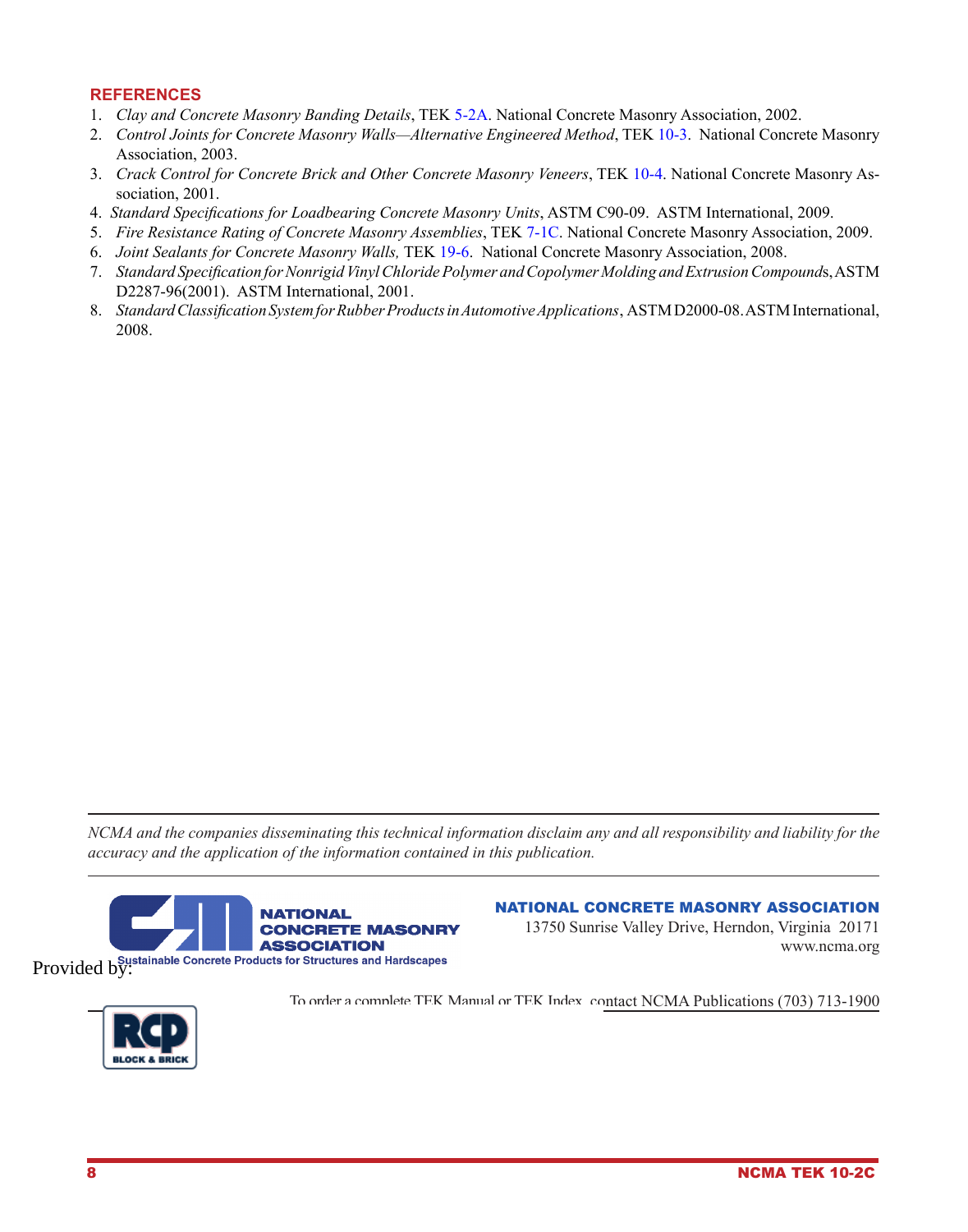## REFERENCES

1. *Clay and Concrete Masonry Banding Details*, TEK 5-2A. National Concrete Masonry Association, 2002.
2. *Control Joints for Concrete Masonry Walls—Alternative Engineered Method*, TEK 10-3. National Concrete Masonry Association, 2003.
3. *Crack Control for Concrete Brick and Other Concrete Masonry Veneers*, TEK 10-4. National Concrete Masonry Association, 2001.
4. *Standard Specifications for Loadbearing Concrete Masonry Units*, ASTM C90-09. ASTM International, 2009.
5. *Fire Resistance Rating of Concrete Masonry Assemblies*, TEK 7-1C. National Concrete Masonry Association, 2009.
6. *Joint Sealants for Concrete Masonry Walls,* TEK 19-6. National Concrete Masonry Association, 2008.
7. *Standard Specification for Nonrigid Vinyl Chloride Polymer and Copolymer Molding and Extrusion Compound*s, ASTM D2287-96(2001). ASTM International, 2001.
8. *Standard Classification System for Rubber Products in Automotive Applications*, ASTM D2000-08. ASTM International, 2008.

*NCMA and the companies disseminating this technical information disclaim any and all responsibility and liability for the accuracy and the application of the information contained in this publication.*

NATIONAL CONCRETE MASONRY ASSOCIATION
Sustainable Concrete Products for Structures and Hardscapes

Provided by:

RCP BLOCK & BRICK

**NATIONAL CONCRETE MASONRY ASSOCIATION**
13750 Sunrise Valley Drive, Herndon, Virginia 20171
www.ncma.org

To order a complete TEK Manual or TEK Index, contact NCMA Publications (703) 713-1900